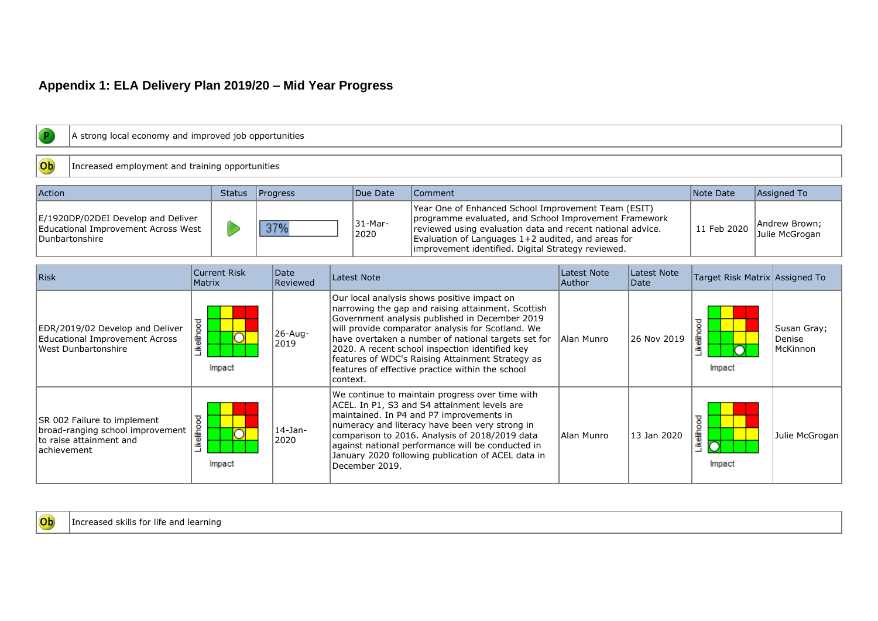# Appendix 1: ELA Delivery Plan 2019/20 – Mid Year Progress

| P | A strong local economy and improved job opportunities |
|---|---|

| Ob | Increased employment and training opportunities |
|---|---|

| Action | Status | Progress | Due Date | Comment | Note Date | Assigned To |
|---|---|---|---|---|---|---|
| E/1920DP/02DEI Develop and Deliver Educational Improvement Across West Dunbartonshire | | 37% | 31-Mar-2020 | Year One of Enhanced School Improvement Team (ESIT) programme evaluated, and School Improvement Framework reviewed using evaluation data and recent national advice. Evaluation of Languages 1+2 audited, and areas for improvement identified. Digital Strategy reviewed. | 11 Feb 2020 | Andrew Brown; Julie McGrogan |

| Risk | Current Risk Matrix | Date Reviewed | Latest Note | Latest Note Author | Latest Note Date | Target Risk Matrix | Assigned To |
|---|---|---|---|---|---|---|---|
| EDR/2019/02 Develop and Deliver Educational Improvement Across West Dunbartonshire | Likelihood / Impact | 26-Aug-2019 | Our local analysis shows positive impact on narrowing the gap and raising attainment. Scottish Government analysis published in December 2019 will provide comparator analysis for Scotland. We have overtaken a number of national targets set for 2020. A recent school inspection identified key features of WDC's Raising Attainment Strategy as features of effective practice within the school context. | Alan Munro | 26 Nov 2019 | Likelihood / Impact | Susan Gray; Denise McKinnon |
| SR 002 Failure to implement broad-ranging school improvement to raise attainment and achievement | Likelihood / Impact | 14-Jan-2020 | We continue to maintain progress over time with ACEL. In P1, S3 and S4 attainment levels are maintained. In P4 and P7 improvements in numeracy and literacy have been very strong in comparison to 2016. Analysis of 2018/2019 data against national performance will be conducted in January 2020 following publication of ACEL data in December 2019. | Alan Munro | 13 Jan 2020 | Likelihood / Impact | Julie McGrogan |

| Ob | Increased skills for life and learning |
|---|---|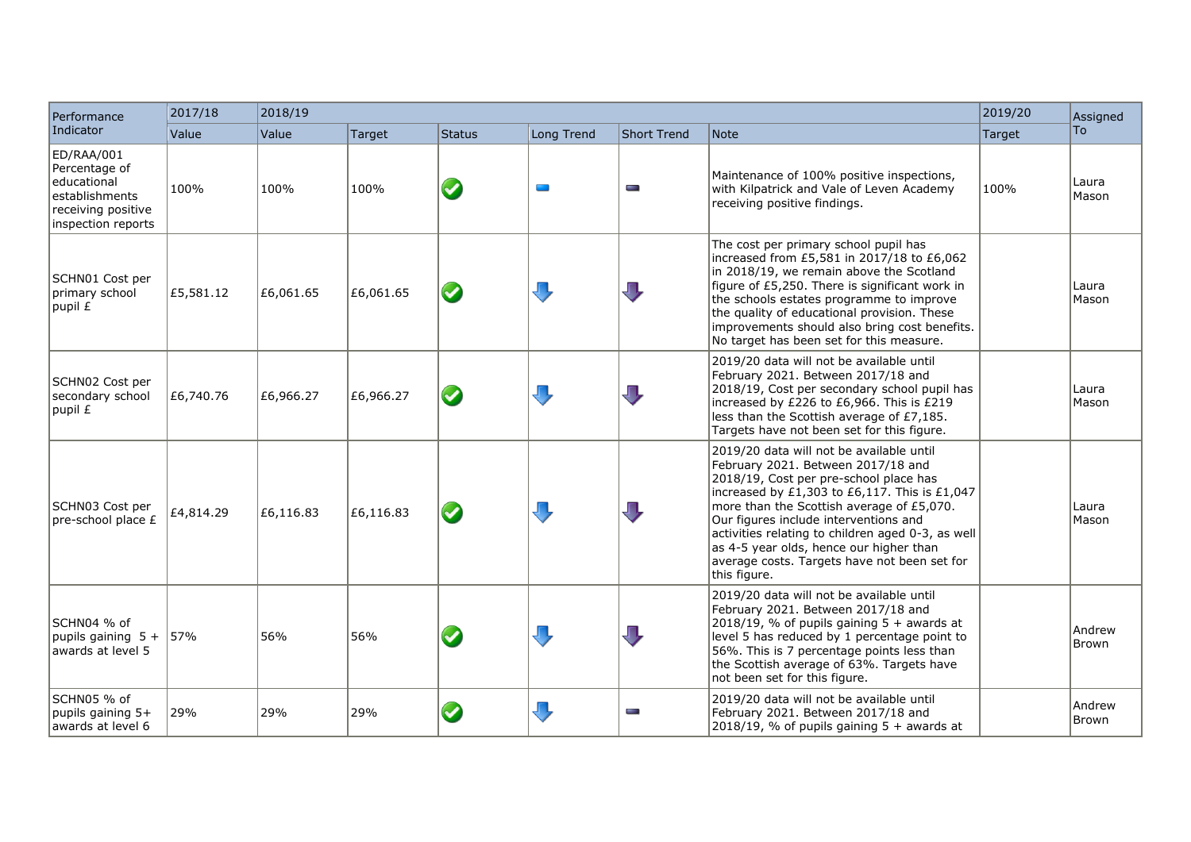| Performance Indicator | 2017/18 | 2018/19 | | | | | | 2019/20 | Assigned To |
|---|---|---|---|---|---|---|---|---|---|
| | Value | Value | Target | Status | Long Trend | Short Trend | Note | Target | |
| ED/RAA/001 Percentage of educational establishments receiving positive inspection reports | 100% | 100% | 100% | | | | Maintenance of 100% positive inspections, with Kilpatrick and Vale of Leven Academy receiving positive findings. | 100% | Laura Mason |
| SCHN01 Cost per primary school pupil £ | £5,581.12 | £6,061.65 | £6,061.65 | | | | The cost per primary school pupil has increased from £5,581 in 2017/18 to £6,062 in 2018/19, we remain above the Scotland figure of £5,250. There is significant work in the schools estates programme to improve the quality of educational provision. These improvements should also bring cost benefits. No target has been set for this measure. | | Laura Mason |
| SCHN02 Cost per secondary school pupil £ | £6,740.76 | £6,966.27 | £6,966.27 | | | | 2019/20 data will not be available until February 2021. Between 2017/18 and 2018/19, Cost per secondary school pupil has increased by £226 to £6,966. This is £219 less than the Scottish average of £7,185. Targets have not been set for this figure. | | Laura Mason |
| SCHN03 Cost per pre-school place £ | £4,814.29 | £6,116.83 | £6,116.83 | | | | 2019/20 data will not be available until February 2021. Between 2017/18 and 2018/19, Cost per pre-school place has increased by £1,303 to £6,117. This is £1,047 more than the Scottish average of £5,070. Our figures include interventions and activities relating to children aged 0-3, as well as 4-5 year olds, hence our higher than average costs. Targets have not been set for this figure. | | Laura Mason |
| SCHN04 % of pupils gaining 5 + awards at level 5 | 57% | 56% | 56% | | | | 2019/20 data will not be available until February 2021. Between 2017/18 and 2018/19, % of pupils gaining 5 + awards at level 5 has reduced by 1 percentage point to 56%. This is 7 percentage points less than the Scottish average of 63%. Targets have not been set for this figure. | | Andrew Brown |
| SCHN05 % of pupils gaining 5+ awards at level 6 | 29% | 29% | 29% | | | | 2019/20 data will not be available until February 2021. Between 2017/18 and 2018/19, % of pupils gaining 5 + awards at | | Andrew Brown |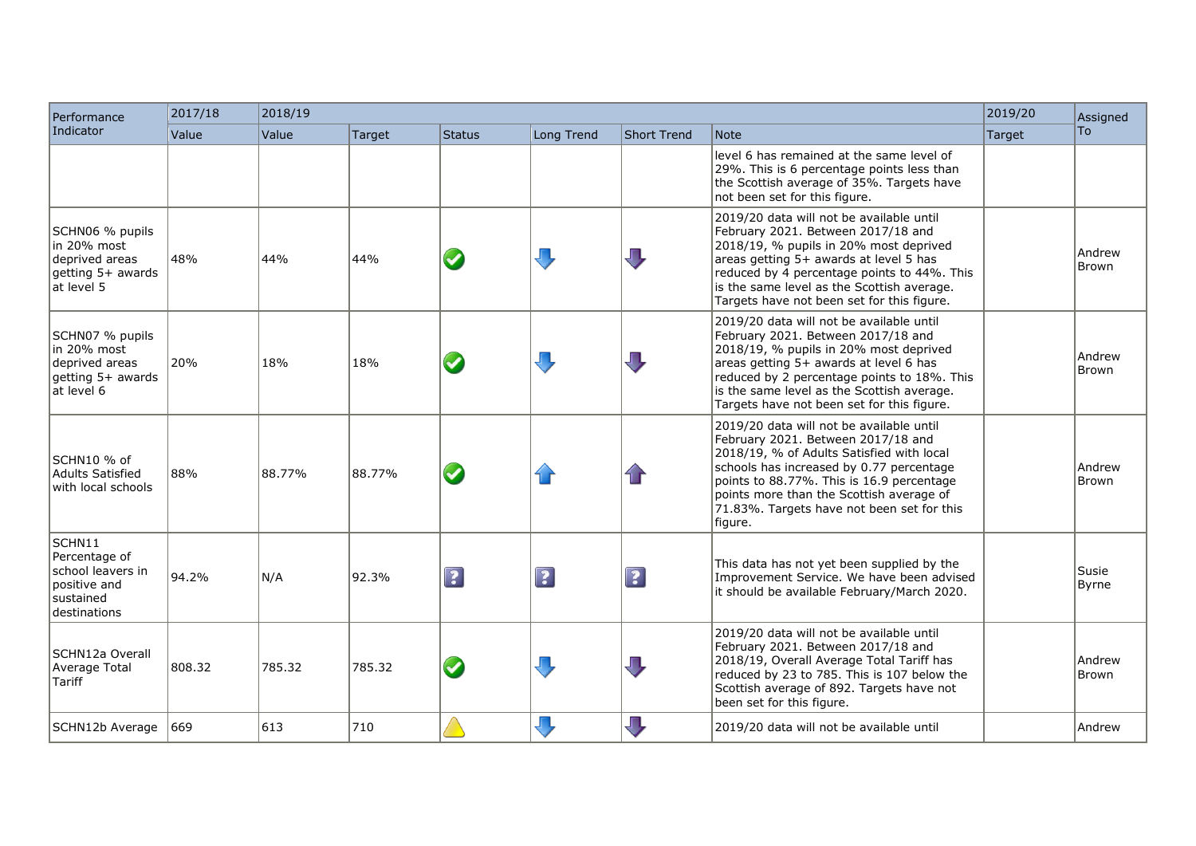| Performance Indicator | 2017/18 | 2018/19 | | | | | | 2019/20 | Assigned To |
|---|---|---|---|---|---|---|---|---|---|
| | Value | Value | Target | Status | Long Trend | Short Trend | Note | Target | |
| | | | | | | | level 6 has remained at the same level of 29%. This is 6 percentage points less than the Scottish average of 35%. Targets have not been set for this figure. | | |
| SCHN06 % pupils in 20% most deprived areas getting 5+ awards at level 5 | 48% | 44% | 44% | ✓ | ↓ | ↓ | 2019/20 data will not be available until February 2021. Between 2017/18 and 2018/19, % pupils in 20% most deprived areas getting 5+ awards at level 5 has reduced by 4 percentage points to 44%. This is the same level as the Scottish average. Targets have not been set for this figure. | | Andrew Brown |
| SCHN07 % pupils in 20% most deprived areas getting 5+ awards at level 6 | 20% | 18% | 18% | ✓ | ↓ | ↓ | 2019/20 data will not be available until February 2021. Between 2017/18 and 2018/19, % pupils in 20% most deprived areas getting 5+ awards at level 6 has reduced by 2 percentage points to 18%. This is the same level as the Scottish average. Targets have not been set for this figure. | | Andrew Brown |
| SCHN10 % of Adults Satisfied with local schools | 88% | 88.77% | 88.77% | ✓ | ↑ | ↑ | 2019/20 data will not be available until February 2021. Between 2017/18 and 2018/19, % of Adults Satisfied with local schools has increased by 0.77 percentage points to 88.77%. This is 16.9 percentage points more than the Scottish average of 71.83%. Targets have not been set for this figure. | | Andrew Brown |
| SCHN11 Percentage of school leavers in positive and sustained destinations | 94.2% | N/A | 92.3% | ? | ? | ? | This data has not yet been supplied by the Improvement Service. We have been advised it should be available February/March 2020. | | Susie Byrne |
| SCHN12a Overall Average Total Tariff | 808.32 | 785.32 | 785.32 | ✓ | ↓ | ↓ | 2019/20 data will not be available until February 2021. Between 2017/18 and 2018/19, Overall Average Total Tariff has reduced by 23 to 785. This is 107 below the Scottish average of 892. Targets have not been set for this figure. | | Andrew Brown |
| SCHN12b Average | 669 | 613 | 710 | ⚠ | ↓ | ↓ | 2019/20 data will not be available until | | Andrew |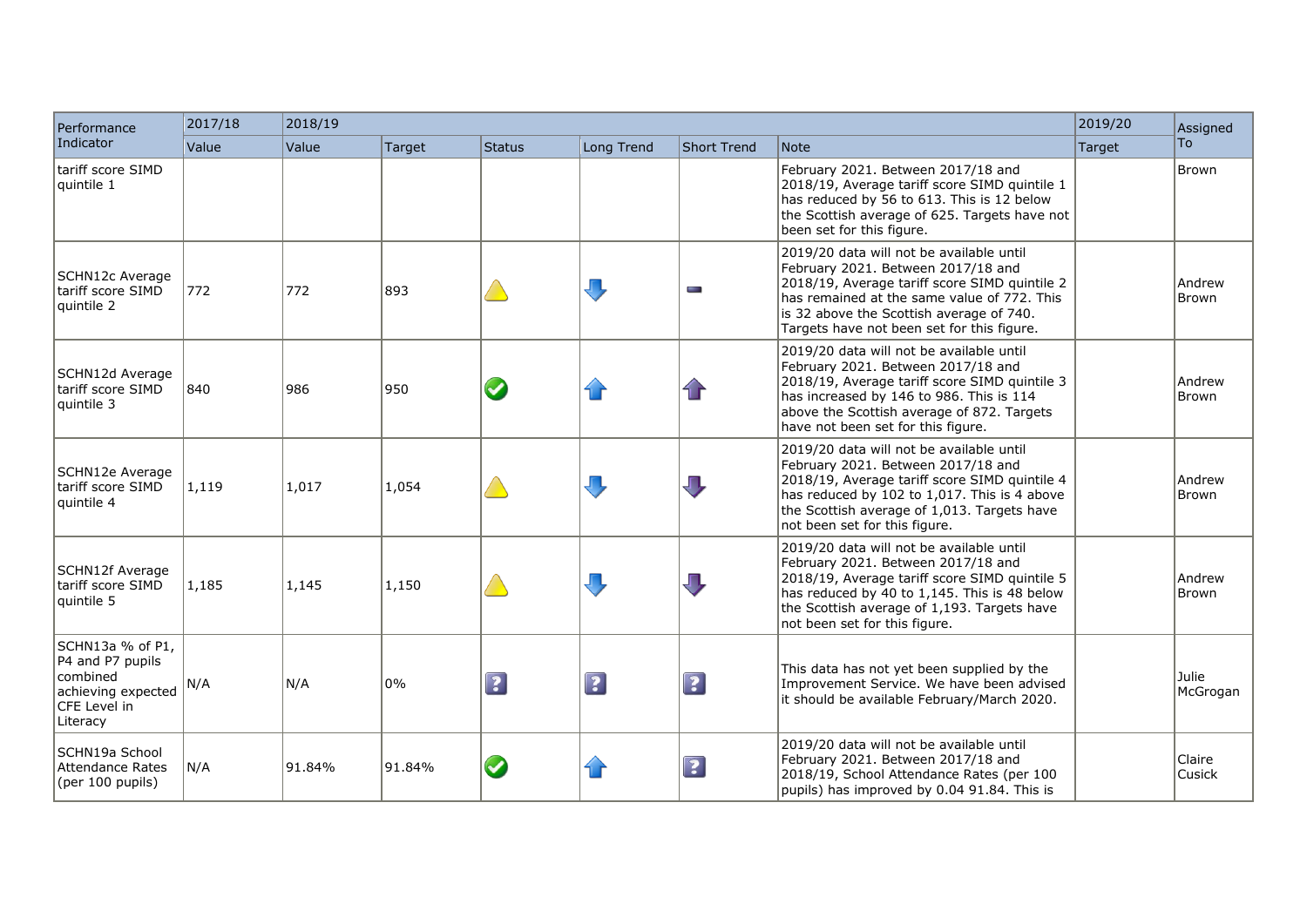| Performance Indicator | 2017/18 | 2018/19 | | | | | | 2019/20 | Assigned To |
|---|---|---|---|---|---|---|---|---|---|
| | Value | Value | Target | Status | Long Trend | Short Trend | Note | Target | |
| tariff score SIMD quintile 1 | | | | | | | February 2021. Between 2017/18 and 2018/19, Average tariff score SIMD quintile 1 has reduced by 56 to 613. This is 12 below the Scottish average of 625. Targets have not been set for this figure. | | Brown |
| SCHN12c Average tariff score SIMD quintile 2 | 772 | 772 | 893 | Warning | Down | No change | 2019/20 data will not be available until February 2021. Between 2017/18 and 2018/19, Average tariff score SIMD quintile 2 has remained at the same value of 772. This is 32 above the Scottish average of 740. Targets have not been set for this figure. | | Andrew Brown |
| SCHN12d Average tariff score SIMD quintile 3 | 840 | 986 | 950 | OK | Up | Up | 2019/20 data will not be available until February 2021. Between 2017/18 and 2018/19, Average tariff score SIMD quintile 3 has increased by 146 to 986. This is 114 above the Scottish average of 872. Targets have not been set for this figure. | | Andrew Brown |
| SCHN12e Average tariff score SIMD quintile 4 | 1,119 | 1,017 | 1,054 | Warning | Down | Down | 2019/20 data will not be available until February 2021. Between 2017/18 and 2018/19, Average tariff score SIMD quintile 4 has reduced by 102 to 1,017. This is 4 above the Scottish average of 1,013. Targets have not been set for this figure. | | Andrew Brown |
| SCHN12f Average tariff score SIMD quintile 5 | 1,185 | 1,145 | 1,150 | Warning | Down | Down | 2019/20 data will not be available until February 2021. Between 2017/18 and 2018/19, Average tariff score SIMD quintile 5 has reduced by 40 to 1,145. This is 48 below the Scottish average of 1,193. Targets have not been set for this figure. | | Andrew Brown |
| SCHN13a % of P1, P4 and P7 pupils combined achieving expected CFE Level in Literacy | N/A | N/A | 0% | Unknown | Unknown | Unknown | This data has not yet been supplied by the Improvement Service. We have been advised it should be available February/March 2020. | | Julie McGrogan |
| SCHN19a School Attendance Rates (per 100 pupils) | N/A | 91.84% | 91.84% | OK | Up | Unknown | 2019/20 data will not be available until February 2021. Between 2017/18 and 2018/19, School Attendance Rates (per 100 pupils) has improved by 0.04 91.84. This is | | Claire Cusick |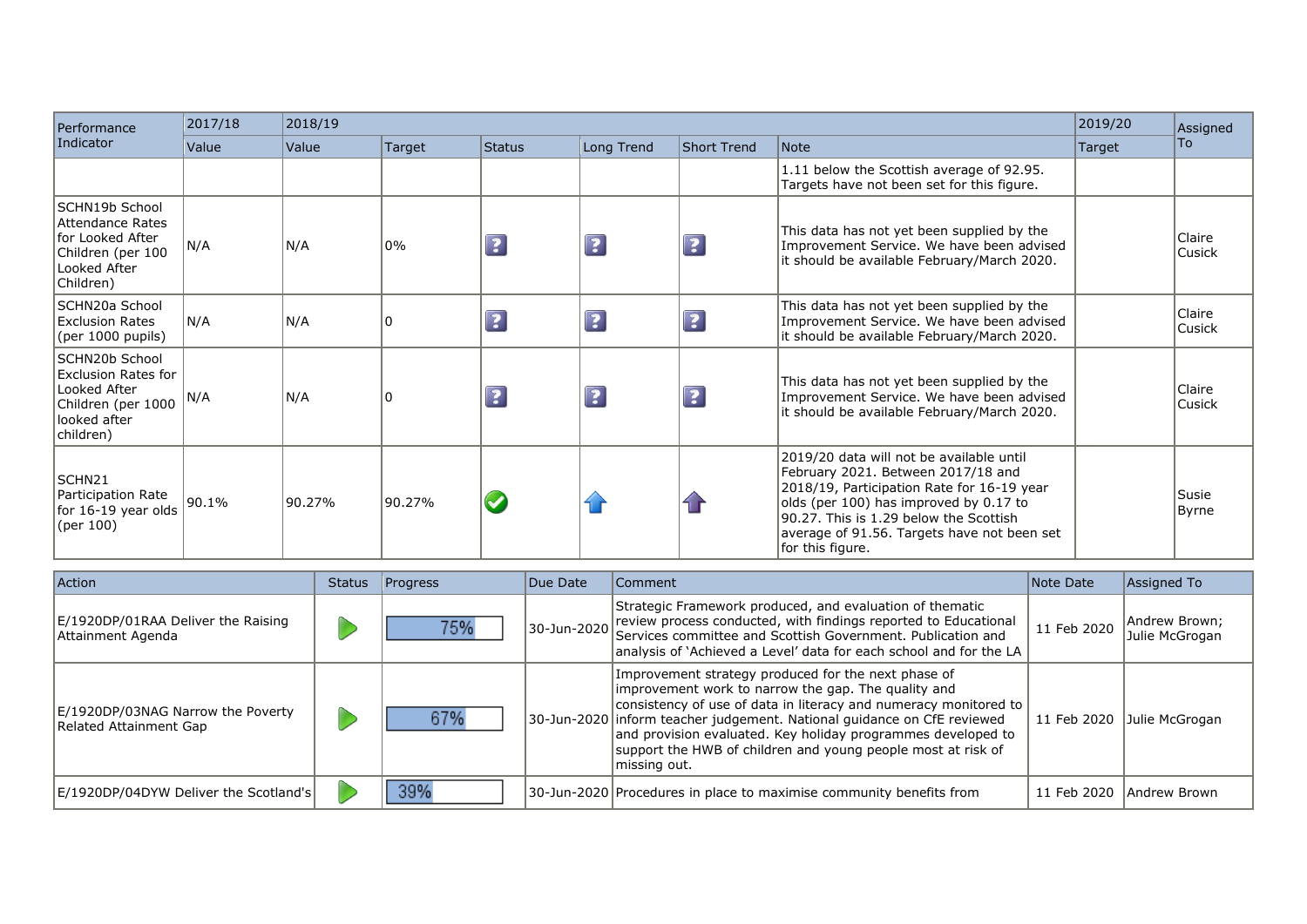| Performance Indicator | 2017/18 | 2018/19 | | | | | | 2019/20 | Assigned To |
|---|---|---|---|---|---|---|---|---|---|
| | Value | Value | Target | Status | Long Trend | Short Trend | Note | Target | |
| | | | | | | | 1.11 below the Scottish average of 92.95. Targets have not been set for this figure. | | |
| SCHN19b School Attendance Rates for Looked After Children (per 100 Looked After Children) | N/A | N/A | 0% | ? | ? | ? | This data has not yet been supplied by the Improvement Service. We have been advised it should be available February/March 2020. | | Claire Cusick |
| SCHN20a School Exclusion Rates (per 1000 pupils) | N/A | N/A | 0 | ? | ? | ? | This data has not yet been supplied by the Improvement Service. We have been advised it should be available February/March 2020. | | Claire Cusick |
| SCHN20b School Exclusion Rates for Looked After Children (per 1000 looked after children) | N/A | N/A | 0 | ? | ? | ? | This data has not yet been supplied by the Improvement Service. We have been advised it should be available February/March 2020. | | Claire Cusick |
| SCHN21 Participation Rate for 16-19 year olds (per 100) | 90.1% | 90.27% | 90.27% | ✔ | ↑ | ↑ | 2019/20 data will not be available until February 2021. Between 2017/18 and 2018/19, Participation Rate for 16-19 year olds (per 100) has improved by 0.17 to 90.27. This is 1.29 below the Scottish average of 91.56. Targets have not been set for this figure. | | Susie Byrne |

| Action | Status | Progress | Due Date | Comment | Note Date | Assigned To |
|---|---|---|---|---|---|---|
| E/1920DP/01RAA Deliver the Raising Attainment Agenda | ▶ | 75% | 30-Jun-2020 | Strategic Framework produced, and evaluation of thematic review process conducted, with findings reported to Educational Services committee and Scottish Government. Publication and analysis of 'Achieved a Level' data for each school and for the LA | 11 Feb 2020 | Andrew Brown; Julie McGrogan |
| E/1920DP/03NAG Narrow the Poverty Related Attainment Gap | ▶ | 67% | 30-Jun-2020 | Improvement strategy produced for the next phase of improvement work to narrow the gap. The quality and consistency of use of data in literacy and numeracy monitored to inform teacher judgement. National guidance on CfE reviewed and provision evaluated. Key holiday programmes developed to support the HWB of children and young people most at risk of missing out. | 11 Feb 2020 | Julie McGrogan |
| E/1920DP/04DYW Deliver the Scotland's | ▶ | 39% | 30-Jun-2020 | Procedures in place to maximise community benefits from | 11 Feb 2020 | Andrew Brown |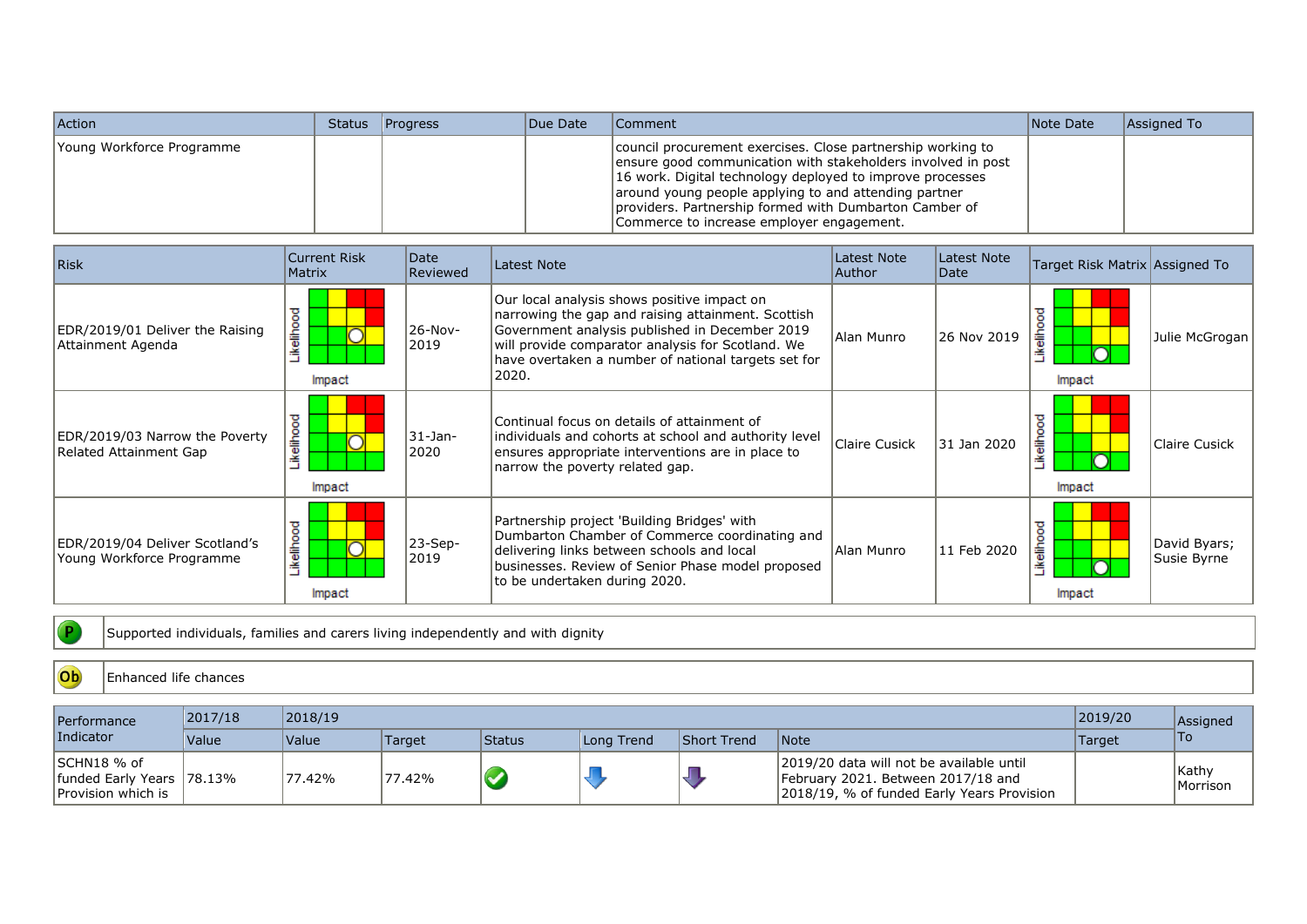| Action | Status | Progress | Due Date | Comment | Note Date | Assigned To |
|---|---|---|---|---|---|---|
| Young Workforce Programme | | | | council procurement exercises. Close partnership working to ensure good communication with stakeholders involved in post 16 work. Digital technology deployed to improve processes around young people applying to and attending partner providers. Partnership formed with Dumbarton Camber of Commerce to increase employer engagement. | | |

| Risk | Current Risk Matrix | Date Reviewed | Latest Note | Latest Note Author | Latest Note Date | Target Risk Matrix | Assigned To |
|---|---|---|---|---|---|---|---|
| EDR/2019/01 Deliver the Raising Attainment Agenda | Likelihood / Impact | 26-Nov-2019 | Our local analysis shows positive impact on narrowing the gap and raising attainment. Scottish Government analysis published in December 2019 will provide comparator analysis for Scotland. We have overtaken a number of national targets set for 2020. | Alan Munro | 26 Nov 2019 | Likelihood / Impact | Julie McGrogan |
| EDR/2019/03 Narrow the Poverty Related Attainment Gap | Likelihood / Impact | 31-Jan-2020 | Continual focus on details of attainment of individuals and cohorts at school and authority level ensures appropriate interventions are in place to narrow the poverty related gap. | Claire Cusick | 31 Jan 2020 | Likelihood / Impact | Claire Cusick |
| EDR/2019/04 Deliver Scotland's Young Workforce Programme | Likelihood / Impact | 23-Sep-2019 | Partnership project 'Building Bridges' with Dumbarton Chamber of Commerce coordinating and delivering links between schools and local businesses. Review of Senior Phase model proposed to be undertaken during 2020. | Alan Munro | 11 Feb 2020 | Likelihood / Impact | David Byars; Susie Byrne |

| P | Supported individuals, families and carers living independently and with dignity |
|---|---|

| Ob | Enhanced life chances |
|---|---|

| Performance Indicator | 2017/18 | 2018/19 | | | | | | 2019/20 | Assigned To |
|---|---|---|---|---|---|---|---|---|---|
| | Value | Value | Target | Status | Long Trend | Short Trend | Note | Target | |
| SCHN18 % of funded Early Years Provision which is | 78.13% | 77.42% | 77.42% | ✔ | ⬇ | ⬇ | 2019/20 data will not be available until February 2021. Between 2017/18 and 2018/19, % of funded Early Years Provision | | Kathy Morrison |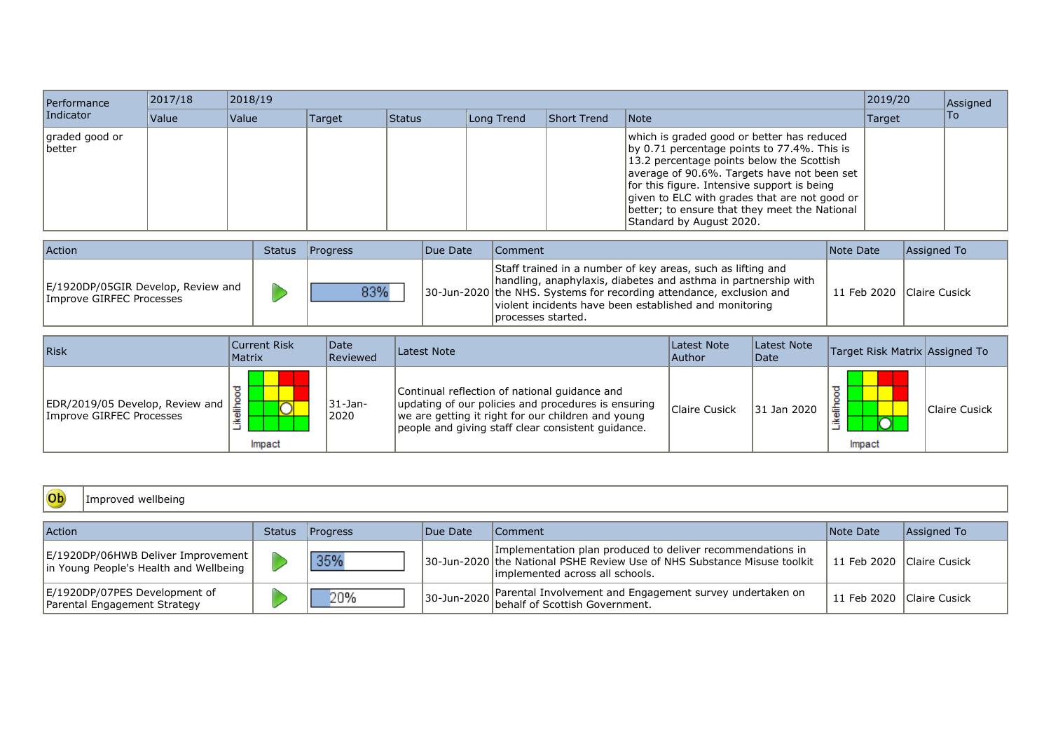| Performance Indicator | 2017/18 | 2018/19 | | | | | | 2019/20 | Assigned To |
|---|---|---|---|---|---|---|---|---|---|
| | Value | Value | Target | Status | Long Trend | Short Trend | Note | Target | |
| graded good or better | | | | | | | which is graded good or better has reduced by 0.71 percentage points to 77.4%. This is 13.2 percentage points below the Scottish average of 90.6%. Targets have not been set for this figure. Intensive support is being given to ELC with grades that are not good or better; to ensure that they meet the National Standard by August 2020. | | |

| Action | Status | Progress | Due Date | Comment | Note Date | Assigned To |
|---|---|---|---|---|---|---|
| E/1920DP/05GIR Develop, Review and Improve GIRFEC Processes | | 83% | 30-Jun-2020 | Staff trained in a number of key areas, such as lifting and handling, anaphylaxis, diabetes and asthma in partnership with the NHS. Systems for recording attendance, exclusion and violent incidents have been established and monitoring processes started. | 11 Feb 2020 | Claire Cusick |

| Risk | Current Risk Matrix | Date Reviewed | Latest Note | Latest Note Author | Latest Note Date | Target Risk Matrix | Assigned To |
|---|---|---|---|---|---|---|---|
| EDR/2019/05 Develop, Review and Improve GIRFEC Processes | | 31-Jan-2020 | Continual reflection of national guidance and updating of our policies and procedures is ensuring we are getting it right for our children and young people and giving staff clear consistent guidance. | Claire Cusick | 31 Jan 2020 | | Claire Cusick |

| Ob | Improved wellbeing |
|---|---|

| Action | Status | Progress | Due Date | Comment | Note Date | Assigned To |
|---|---|---|---|---|---|---|
| E/1920DP/06HWB Deliver Improvement in Young People's Health and Wellbeing | | 35% | 30-Jun-2020 | Implementation plan produced to deliver recommendations in the National PSHE Review Use of NHS Substance Misuse toolkit implemented across all schools. | 11 Feb 2020 | Claire Cusick |
| E/1920DP/07PES Development of Parental Engagement Strategy | | 20% | 30-Jun-2020 | Parental Involvement and Engagement survey undertaken on behalf of Scottish Government. | 11 Feb 2020 | Claire Cusick |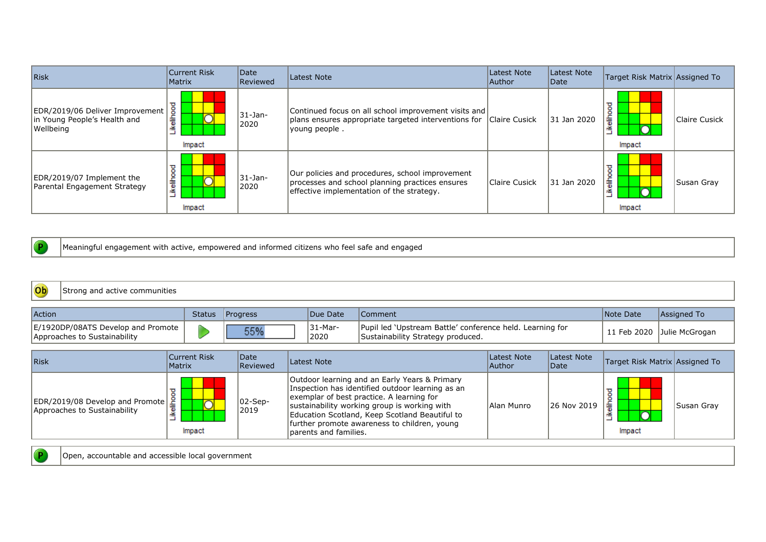| Risk | Current Risk Matrix | Date Reviewed | Latest Note | Latest Note Author | Latest Note Date | Target Risk Matrix | Assigned To |
|---|---|---|---|---|---|---|---|
| EDR/2019/06 Deliver Improvement in Young People's Health and Wellbeing | Likelihood / Impact | 31-Jan-2020 | Continued focus on all school improvement visits and plans ensures appropriate targeted interventions for young people . | Claire Cusick | 31 Jan 2020 | Likelihood / Impact | Claire Cusick |
| EDR/2019/07 Implement the Parental Engagement Strategy | Likelihood / Impact | 31-Jan-2020 | Our policies and procedures, school improvement processes and school planning practices ensures effective implementation of the strategy. | Claire Cusick | 31 Jan 2020 | Likelihood / Impact | Susan Gray |

| P | Meaningful engagement with active, empowered and informed citizens who feel safe and engaged |
|---|---|

| Ob | Strong and active communities |
|---|---|

| Action | Status | Progress | Due Date | Comment | Note Date | Assigned To |
|---|---|---|---|---|---|---|
| E/1920DP/08ATS Develop and Promote Approaches to Sustainability | | 55% | 31-Mar-2020 | Pupil led 'Upstream Battle' conference held. Learning for Sustainability Strategy produced. | 11 Feb 2020 | Julie McGrogan |

| Risk | Current Risk Matrix | Date Reviewed | Latest Note | Latest Note Author | Latest Note Date | Target Risk Matrix | Assigned To |
|---|---|---|---|---|---|---|---|
| EDR/2019/08 Develop and Promote Approaches to Sustainability | Likelihood / Impact | 02-Sep-2019 | Outdoor learning and an Early Years & Primary Inspection has identified outdoor learning as an exemplar of best practice. A learning for sustainability working group is working with Education Scotland, Keep Scotland Beautiful to further promote awareness to children, young parents and families. | Alan Munro | 26 Nov 2019 | Likelihood / Impact | Susan Gray |

| P | Open, accountable and accessible local government |
|---|---|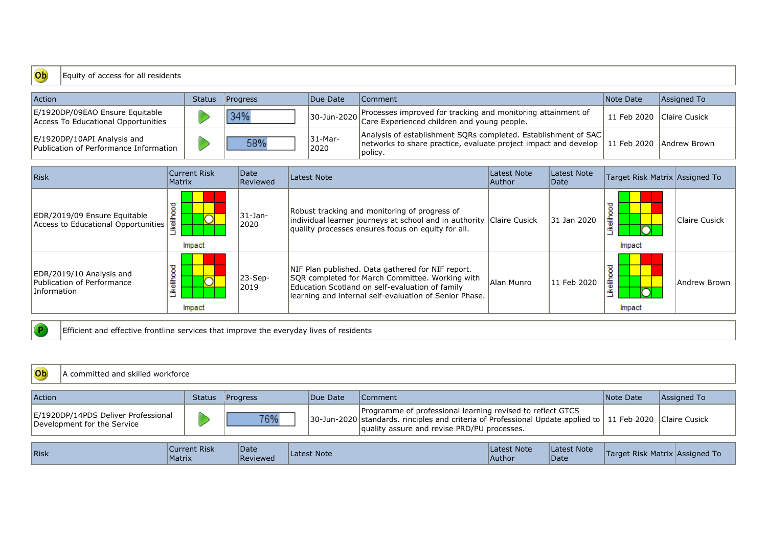| Ob | Equity of access for all residents |
|---|---|

| Action | Status | Progress | Due Date | Comment | Note Date | Assigned To |
|---|---|---|---|---|---|---|
| E/1920DP/09EAO Ensure Equitable Access To Educational Opportunities | | 34% | 30-Jun-2020 | Processes improved for tracking and monitoring attainment of Care Experienced children and young people. | 11 Feb 2020 | Claire Cusick |
| E/1920DP/10API Analysis and Publication of Performance Information | | 58% | 31-Mar-2020 | Analysis of establishment SQRs completed. Establishment of SAC networks to share practice, evaluate project impact and develop policy. | 11 Feb 2020 | Andrew Brown |

| Risk | Current Risk Matrix | Date Reviewed | Latest Note | Latest Note Author | Latest Note Date | Target Risk Matrix | Assigned To |
|---|---|---|---|---|---|---|---|
| EDR/2019/09 Ensure Equitable Access to Educational Opportunities | Likelihood / Impact | 31-Jan-2020 | Robust tracking and monitoring of progress of individual learner journeys at school and in authority quality processes ensures focus on equity for all. | Claire Cusick | 31 Jan 2020 | Likelihood / Impact | Claire Cusick |
| EDR/2019/10 Analysis and Publication of Performance Information | Likelihood / Impact | 23-Sep-2019 | NIF Plan published. Data gathered for NIF report. SQR completed for March Committee. Working with Education Scotland on self-evaluation of family learning and internal self-evaluation of Senior Phase. | Alan Munro | 11 Feb 2020 | Likelihood / Impact | Andrew Brown |

| P | Efficient and effective frontline services that improve the everyday lives of residents |
|---|---|

| Ob | A committed and skilled workforce |
|---|---|

| Action | Status | Progress | Due Date | Comment | Note Date | Assigned To |
|---|---|---|---|---|---|---|
| E/1920DP/14PDS Deliver Professional Development for the Service | | 76% | 30-Jun-2020 | Programme of professional learning revised to reflect GTCS standards. rinciples and criteria of Professional Update applied to quality assure and revise PRD/PU processes. | 11 Feb 2020 | Claire Cusick |

| Risk | Current Risk Matrix | Date Reviewed | Latest Note | Latest Note Author | Latest Note Date | Target Risk Matrix | Assigned To |
|---|---|---|---|---|---|---|---|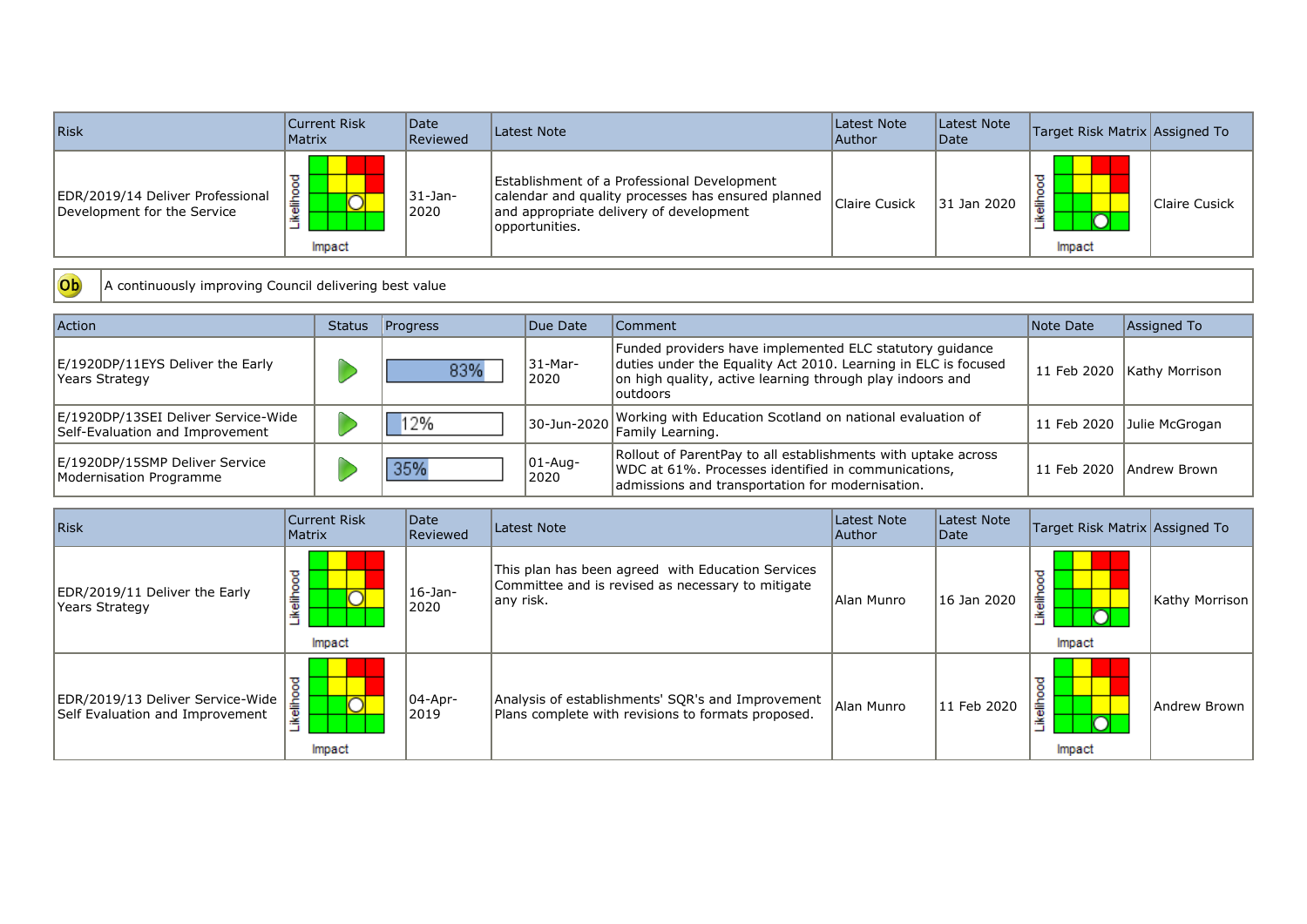| Risk | Current Risk Matrix | Date Reviewed | Latest Note | Latest Note Author | Latest Note Date | Target Risk Matrix | Assigned To |
|---|---|---|---|---|---|---|---|
| EDR/2019/14 Deliver Professional Development for the Service | Likelihood / Impact | 31-Jan-2020 | Establishment of a Professional Development calendar and quality processes has ensured planned and appropriate delivery of development opportunities. | Claire Cusick | 31 Jan 2020 | Likelihood / Impact | Claire Cusick |

| Ob | A continuously improving Council delivering best value |
|---|---|

| Action | Status | Progress | Due Date | Comment | Note Date | Assigned To |
|---|---|---|---|---|---|---|
| E/1920DP/11EYS Deliver the Early Years Strategy | | 83% | 31-Mar-2020 | Funded providers have implemented ELC statutory guidance duties under the Equality Act 2010. Learning in ELC is focused on high quality, active learning through play indoors and outdoors | 11 Feb 2020 | Kathy Morrison |
| E/1920DP/13SEI Deliver Service-Wide Self-Evaluation and Improvement | | 12% | 30-Jun-2020 | Working with Education Scotland on national evaluation of Family Learning. | 11 Feb 2020 | Julie McGrogan |
| E/1920DP/15SMP Deliver Service Modernisation Programme | | 35% | 01-Aug-2020 | Rollout of ParentPay to all establishments with uptake across WDC at 61%. Processes identified in communications, admissions and transportation for modernisation. | 11 Feb 2020 | Andrew Brown |

| Risk | Current Risk Matrix | Date Reviewed | Latest Note | Latest Note Author | Latest Note Date | Target Risk Matrix | Assigned To |
|---|---|---|---|---|---|---|---|
| EDR/2019/11 Deliver the Early Years Strategy | Likelihood / Impact | 16-Jan-2020 | This plan has been agreed with Education Services Committee and is revised as necessary to mitigate any risk. | Alan Munro | 16 Jan 2020 | Likelihood / Impact | Kathy Morrison |
| EDR/2019/13 Deliver Service-Wide Self Evaluation and Improvement | Likelihood / Impact | 04-Apr-2019 | Analysis of establishments' SQR's and Improvement Plans complete with revisions to formats proposed. | Alan Munro | 11 Feb 2020 | Likelihood / Impact | Andrew Brown |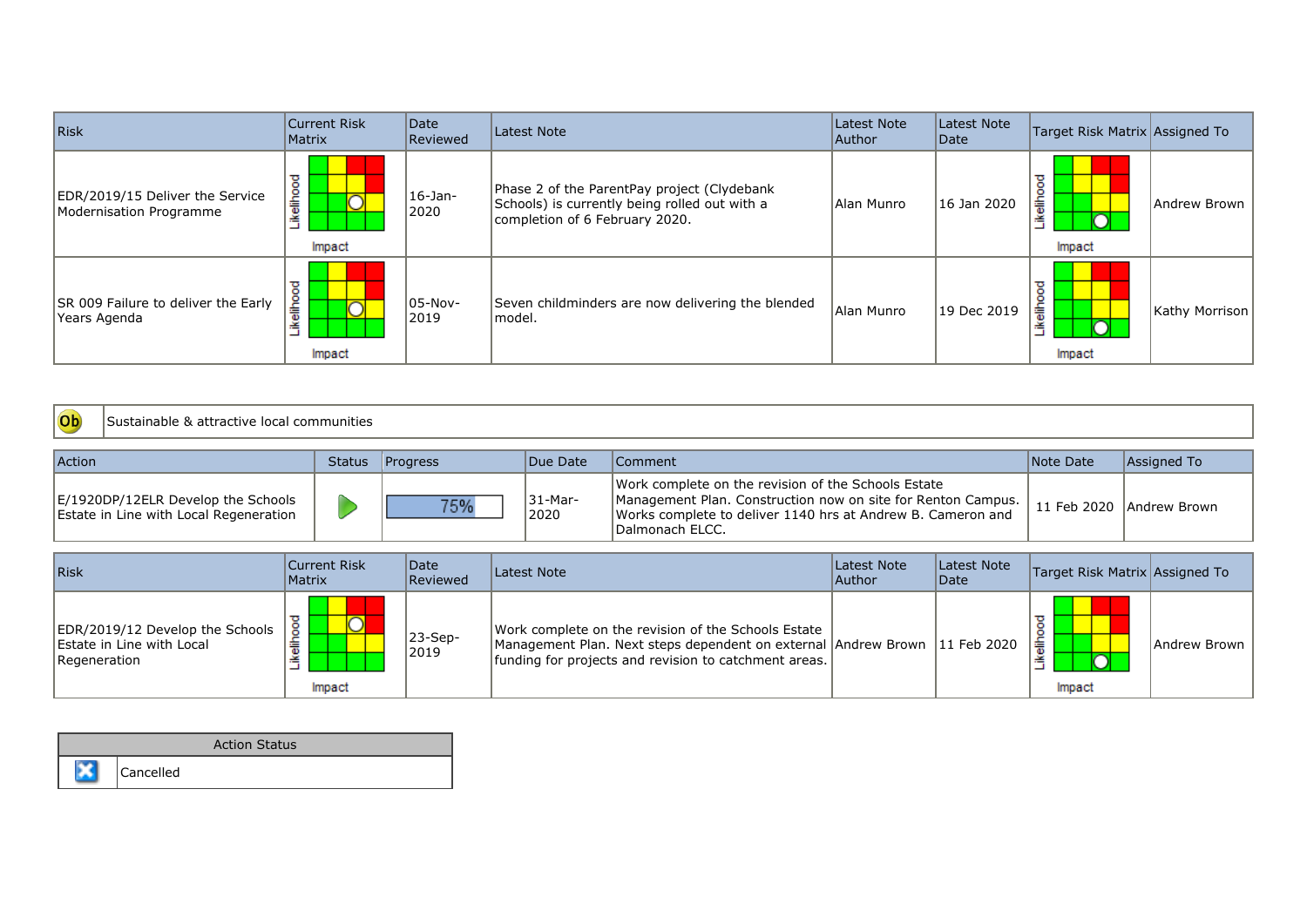| Risk | Current Risk Matrix | Date Reviewed | Latest Note | Latest Note Author | Latest Note Date | Target Risk Matrix | Assigned To |
| --- | --- | --- | --- | --- | --- | --- | --- |
| EDR/2019/15 Deliver the Service Modernisation Programme | Likelihood / Impact | 16-Jan-2020 | Phase 2 of the ParentPay project (Clydebank Schools) is currently being rolled out with a completion of 6 February 2020. | Alan Munro | 16 Jan 2020 | Likelihood / Impact | Andrew Brown |
| SR 009 Failure to deliver the Early Years Agenda | Likelihood / Impact | 05-Nov-2019 | Seven childminders are now delivering the blended model. | Alan Munro | 19 Dec 2019 | Likelihood / Impact | Kathy Morrison |

| Ob | Sustainable & attractive local communities |
| --- | --- |

| Action | Status | Progress | Due Date | Comment | Note Date | Assigned To |
| --- | --- | --- | --- | --- | --- | --- |
| E/1920DP/12ELR Develop the Schools Estate in Line with Local Regeneration | | 75% | 31-Mar-2020 | Work complete on the revision of the Schools Estate Management Plan. Construction now on site for Renton Campus. Works complete to deliver 1140 hrs at Andrew B. Cameron and Dalmonach ELCC. | 11 Feb 2020 | Andrew Brown |

| Risk | Current Risk Matrix | Date Reviewed | Latest Note | Latest Note Author | Latest Note Date | Target Risk Matrix | Assigned To |
| --- | --- | --- | --- | --- | --- | --- | --- |
| EDR/2019/12 Develop the Schools Estate in Line with Local Regeneration | Likelihood / Impact | 23-Sep-2019 | Work complete on the revision of the Schools Estate Management Plan. Next steps dependent on external funding for projects and revision to catchment areas. | Andrew Brown | 11 Feb 2020 | Likelihood / Impact | Andrew Brown |

| Action Status | |
| --- | --- |
| | Cancelled |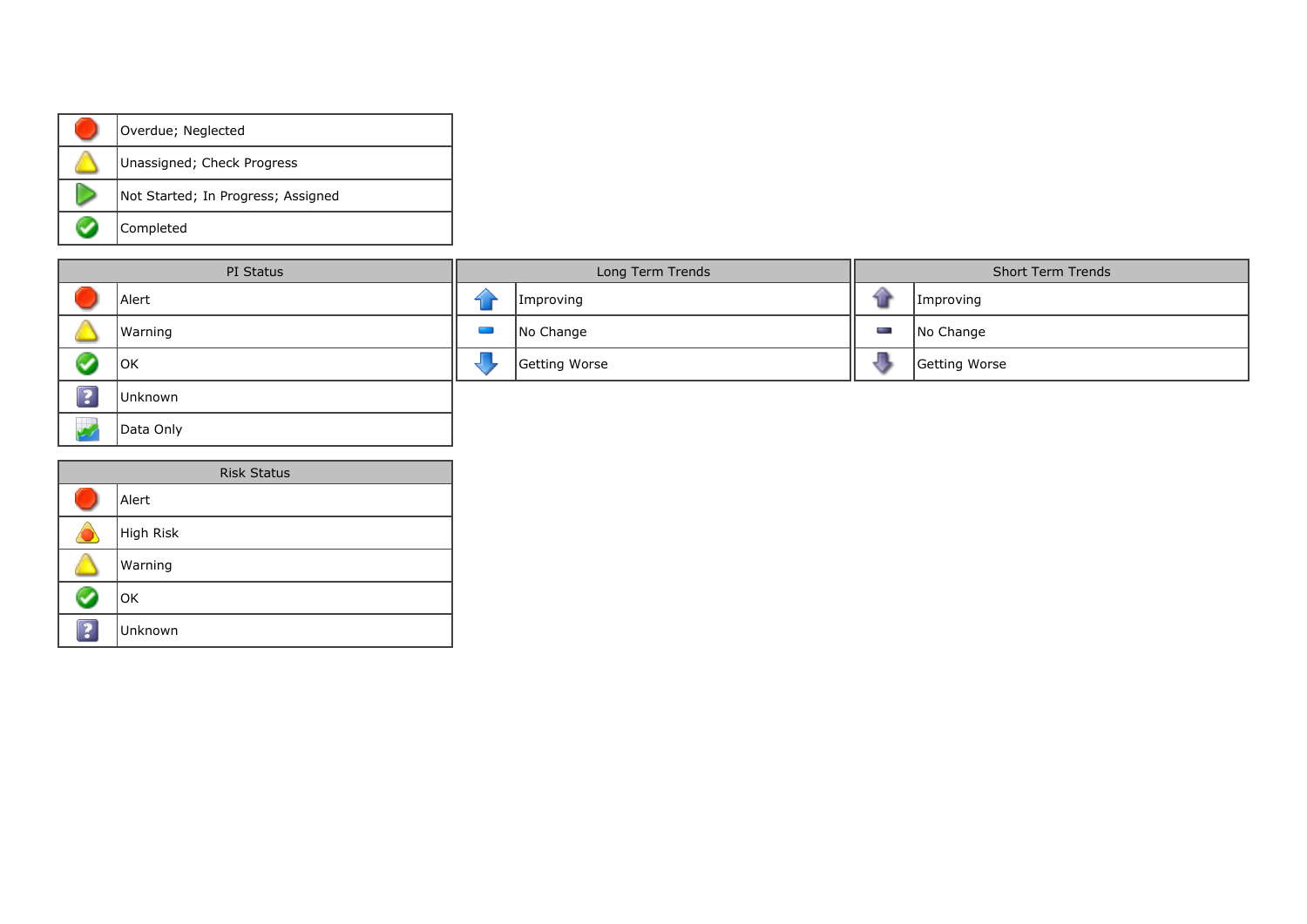| | |
|---|---|
| | Overdue; Neglected |
| | Unassigned; Check Progress |
| | Not Started; In Progress; Assigned |
| | Completed |

| PI Status | |
|---|---|
| | Alert |
| | Warning |
| | OK |
| | Unknown |
| | Data Only |

| Long Term Trends | |
|---|---|
| | Improving |
| | No Change |
| | Getting Worse |

| Short Term Trends | |
|---|---|
| | Improving |
| | No Change |
| | Getting Worse |

| Risk Status | |
|---|---|
| | Alert |
| | High Risk |
| | Warning |
| | OK |
| | Unknown |